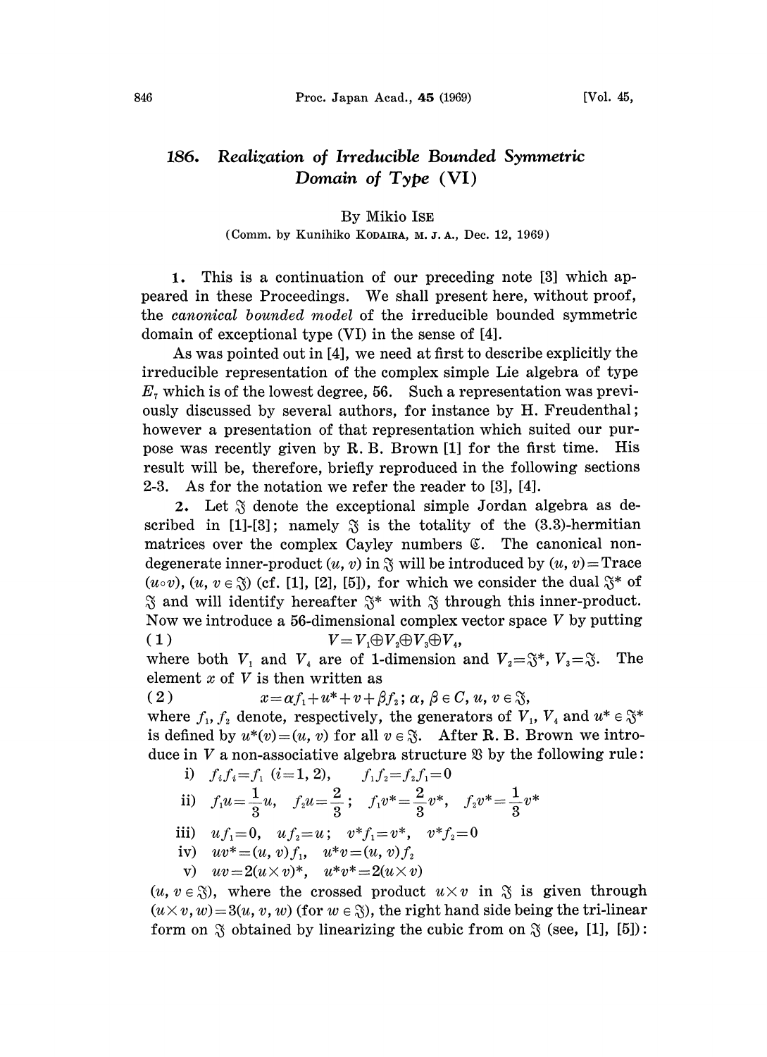# 186. *Realization of Irreducible Bounded Symmetric Domain of Type* (VI)

By Mikio ISE

(Comm. by Kunihiko KODAIRA, M. J. A., Dec. 12, 1969)

**1.** This is a continuation of our preceding note [3] which appeared in these Proceedings. We shall present here, without proof, the *canonical bounded model* of the irreducible bounded symmetric domain of exceptional type (VI) in the sense of [4].

As was pointed out in [4], we need at first to describe explicitly the irreducible representation of the complex simple Lie algebra of type $E_7$ which is of the lowest degree, 56. Such a representation was previously discussed by several authors, for instance by H. Freudenthal; however a presentation of that representation which suited our purpose was recently given by R. B. Brown [1] for the first time. His result will be, therefore, briefly reproduced in the following sections 2-3. As for the notation we refer the reader to [3], [4].

**2.** Let $\mathfrak{J}$ denote the exceptional simple Jordan algebra as described in [1]-[3]; namely $\mathfrak{J}$ is the totality of the (3.3)-hermitian matrices over the complex Cayley numbers $\mathfrak{C}$. The canonical non-degenerate inner-product $(u, v)$ in $\mathfrak{J}$ will be introduced by $(u, v) = \text{Trace}\ (u \circ v)$, $(u, v \in \mathfrak{J})$ (cf. [1], [2], [5]), for which we consider the dual $\mathfrak{J}^*$ of $\mathfrak{J}$ and will identify hereafter $\mathfrak{J}^*$ with $\mathfrak{J}$ through this inner-product. Now we introduce a 56-dimensional complex vector space $V$ by putting

$$(1) \qquad V = V_1 \oplus V_2 \oplus V_3 \oplus V_4,$$

where both $V_1$ and $V_4$ are of 1-dimension and $V_2 = \mathfrak{J}^*$, $V_3 = \mathfrak{J}$. The element $x$ of $V$ is then written as

$$(2) \qquad x = \alpha f_1 + u^* + v + \beta f_2;\ \alpha, \beta \in C,\ u, v \in \mathfrak{J},$$

where $f_1, f_2$ denote, respectively, the generators of $V_1$, $V_4$ and $u^* \in \mathfrak{J}^*$ is defined by $u^*(v) = (u, v)$ for all $v \in \mathfrak{J}$. After R. B. Brown we introduce in $V$ a non-associative algebra structure $\mathfrak{B}$ by the following rule:

i) $f_i f_i = f_i$ $(i=1, 2)$, $\quad f_1 f_2 = f_2 f_1 = 0$

ii) $f_1 u = \dfrac{1}{3} u$, $\quad f_2 u = \dfrac{2}{3}$; $\quad f_1 v^* = \dfrac{2}{3} v^*$, $\quad f_2 v^* = \dfrac{1}{3} v^*$

iii) $u f_1 = 0$, $\quad u f_2 = u$; $\quad v^* f_1 = v^*$, $\quad v^* f_2 = 0$

iv) $u v^* = (u, v) f_1$, $\quad u^* v = (u, v) f_2$

v) $uv = 2(u \times v)^*$, $\quad u^* v^* = 2(u \times v)$

$(u, v \in \mathfrak{J})$, where the crossed product $u \times v$ in $\mathfrak{J}$ is given through $(u \times v, w) = 3(u, v, w)$ (for $w \in \mathfrak{J}$), the right hand side being the tri-linear form on $\mathfrak{J}$ obtained by linearizing the cubic from on $\mathfrak{J}$ (see, [1], [5]):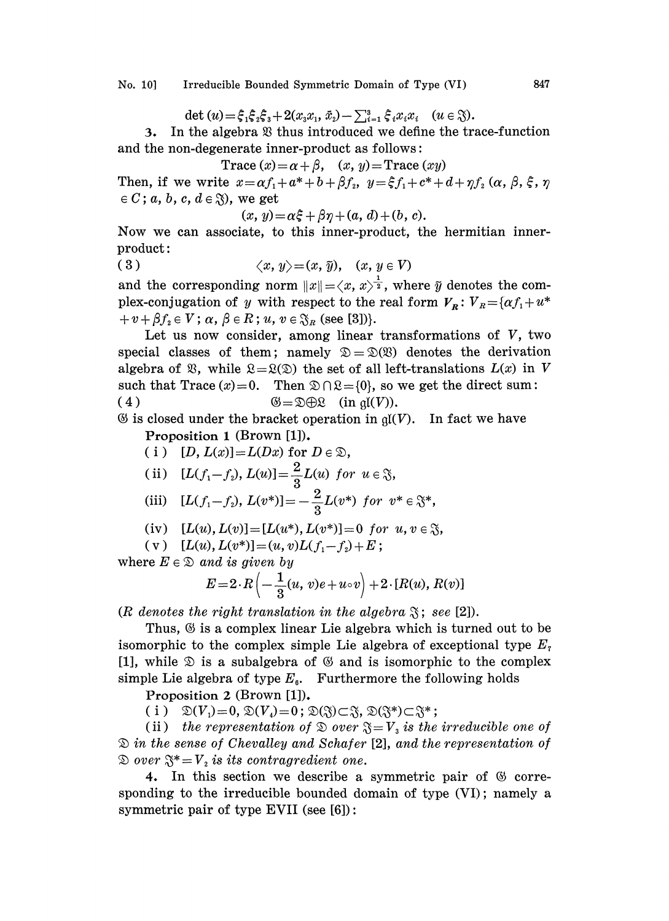$$\det(u) = \xi_1 \xi_2 \xi_3 + 2(x_3 x_1, \bar{x}_2) - \sum_{i=1}^{3} \xi_i x_i x_i \quad (u \in \mathfrak{J}).$$

**3.** In the algebra $\mathfrak{V}$ thus introduced we define the trace-function and the non-degenerate inner-product as follows:

$$\mathrm{Trace}\,(x) = \alpha + \beta, \quad (x, y) = \mathrm{Trace}\,(xy)$$

Then, if we write $x = \alpha f_1 + a^* + b + \beta f_2$, $y = \xi f_1 + c^* + d + \eta f_2$ ($\alpha, \beta, \xi, \eta \in C$; $a, b, c, d \in \mathfrak{J}$), we get

$$(x, y) = \alpha\xi + \beta\eta + (a, d) + (b, c).$$

Now we can associate, to this inner-product, the hermitian inner-product:

$$(3) \qquad \langle x, y \rangle = (x, \tilde{y}), \quad (x, y \in V)$$

and the corresponding norm $\|x\| = \langle x, x \rangle^{\frac{1}{2}}$, where $\tilde{y}$ denotes the complex-conjugation of $y$ with respect to the real form $V_R$: $V_R = \{\alpha f_1 + u^* + v + \beta f_2 \in V;\ \alpha, \beta \in R;\ u, v \in \mathfrak{J}_R$ (see [3])$\}$.

Let us now consider, among linear transformations of $V$, two special classes of them; namely $\mathfrak{D} = \mathfrak{D}(\mathfrak{V})$ denotes the derivation algebra of $\mathfrak{V}$, while $\mathfrak{L} = \mathfrak{L}(\mathfrak{D})$ the set of all left-translations $L(x)$ in $V$ such that $\mathrm{Trace}\,(x) = 0$. Then $\mathfrak{D} \cap \mathfrak{L} = \{0\}$, so we get the direct sum:

$$(4) \qquad \mathfrak{G} = \mathfrak{D} \oplus \mathfrak{L} \quad (\text{in } \mathfrak{gl}(V)).$$

$\mathfrak{G}$ is closed under the bracket operation in $\mathfrak{gl}(V)$. In fact we have

**Proposition 1** (Brown [1]).

(i) $[D, L(x)] = L(Dx)$ for $D \in \mathfrak{D}$,

(ii) $[L(f_1 - f_2), L(u)] = \dfrac{2}{3} L(u)$ *for* $u \in \mathfrak{J}$,

(iii) $[L(f_1 - f_2), L(v^*)] = -\dfrac{2}{3} L(v^*)$ *for* $v^* \in \mathfrak{J}^*$,

(iv) $[L(u), L(v)] = [L(u^*), L(v^*)] = 0$ *for* $u, v \in \mathfrak{J}$,

(v) $[L(u), L(v^*)] = (u, v) L(f_1 - f_2) + E$;

*where* $E \in \mathfrak{D}$ *and is given by*

$$E = 2 \cdot R\left(-\frac{1}{3}(u, v)e + u \circ v\right) + 2 \cdot [R(u), R(v)]$$

($R$ *denotes the right translation in the algebra* $\mathfrak{J}$; *see* [2]).

Thus, $\mathfrak{G}$ is a complex linear Lie algebra which is turned out to be isomorphic to the complex simple Lie algebra of exceptional type $E_7$ [1], while $\mathfrak{D}$ is a subalgebra of $\mathfrak{G}$ and is isomorphic to the complex simple Lie algebra of type $E_6$. Furthermore the following holds

**Proposition 2** (Brown [1]).

(i) $\mathfrak{D}(V_1) = 0$, $\mathfrak{D}(V_4) = 0$; $\mathfrak{D}(\mathfrak{J}) \subset \mathfrak{J}$, $\mathfrak{D}(\mathfrak{J}^*) \subset \mathfrak{J}^*$;

(ii) *the representation of* $\mathfrak{D}$ *over* $\mathfrak{J} = V_3$ *is the irreducible one of* $\mathfrak{D}$ *in the sense of Chevalley and Schafer* [2], *and the representation of* $\mathfrak{D}$ *over* $\mathfrak{J}^* = V_2$ *is its contragredient one.*

**4.** In this section we describe a symmetric pair of $\mathfrak{G}$ corresponding to the irreducible bounded domain of type (VI); namely a symmetric pair of type EVII (see [6]):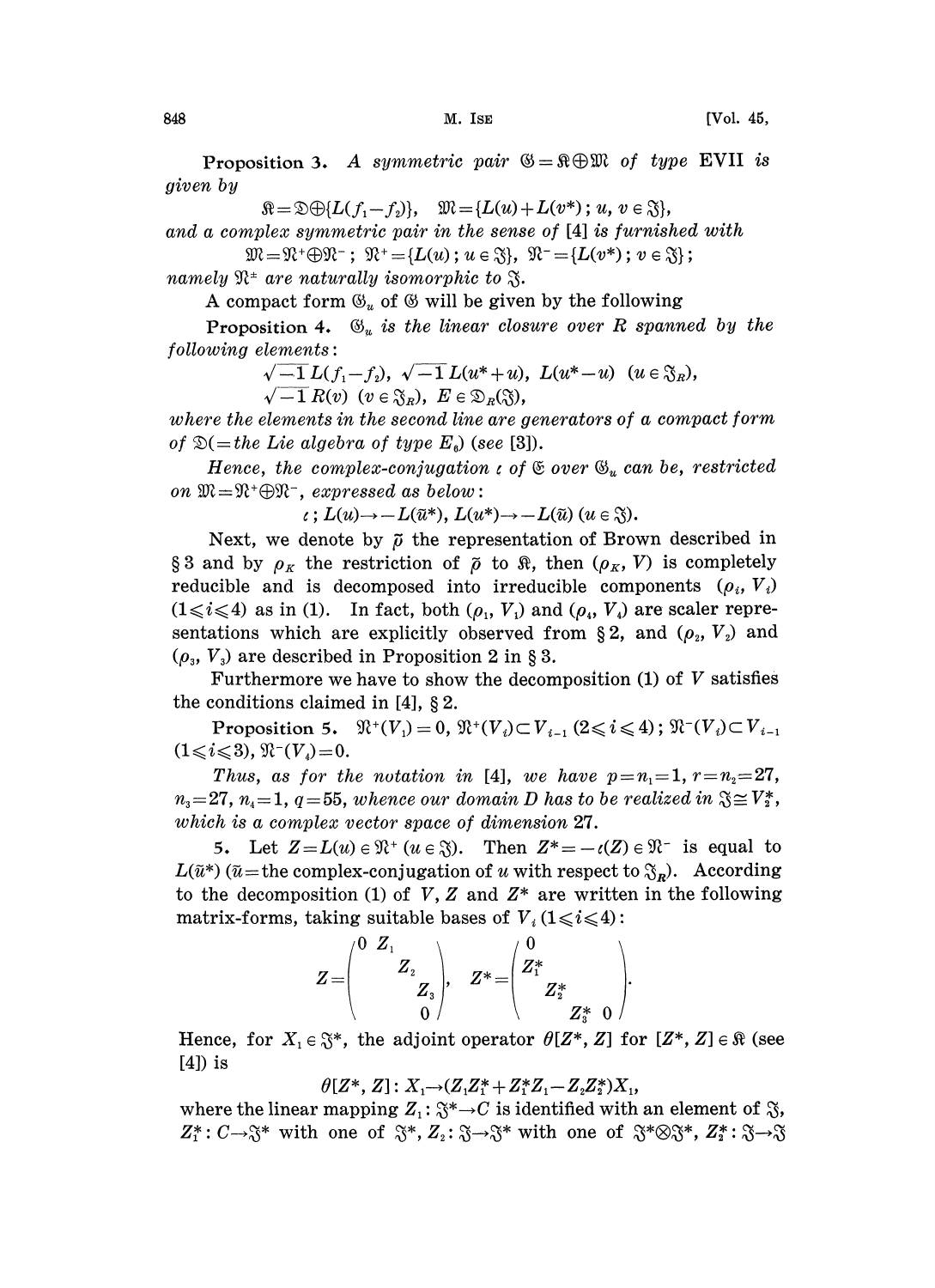**Proposition 3.** *A symmetric pair $\mathfrak{G}=\mathfrak{K}\oplus\mathfrak{M}$ of type* EVII *is given by*

$$\mathfrak{K}=\mathfrak{D}\oplus\{L(f_1-f_2)\},\quad \mathfrak{M}=\{L(u)+L(v^*);\, u,\, v\in\mathfrak{J}\},$$

*and a complex symmetric pair in the sense of* [4] *is furnished with*

$$\mathfrak{M}=\mathfrak{N}^+\oplus\mathfrak{N}^-;\ \mathfrak{N}^+=\{L(u);\, u\in\mathfrak{J}\},\ \mathfrak{N}^-=\{L(v^*);\, v\in\mathfrak{J}\};$$

*namely $\mathfrak{N}^\pm$ are naturally isomorphic to $\mathfrak{J}$.*

A compact form $\mathfrak{G}_u$ of $\mathfrak{G}$ will be given by the following

**Proposition 4.** *$\mathfrak{G}_u$ is the linear closure over $R$ spanned by the following elements:*

$$\sqrt{-1}\,L(f_1-f_2),\ \sqrt{-1}\,L(u^*+u),\ L(u^*-u)\quad (u\in\mathfrak{J}_R),$$
$$\sqrt{-1}\,R(v)\ (v\in\mathfrak{J}_R),\ E\in\mathfrak{D}_R(\mathfrak{J}),$$

*where the elements in the second line are generators of a compact form of $\mathfrak{D}$(=the Lie algebra of type $E_6$) (see* [3]*).*

*Hence, the complex-conjugation $\iota$ of $\mathfrak{G}$ over $\mathfrak{G}_u$ can be, restricted on $\mathfrak{M}=\mathfrak{N}^+\oplus\mathfrak{N}^-$, expressed as below:*

$$\iota;\, L(u)\to -L(\bar{u}^*),\ L(u^*)\to -L(\bar{u})\ (u\in\mathfrak{J}).$$

Next, we denote by $\tilde{\rho}$ the representation of Brown described in § 3 and by $\rho_K$ the restriction of $\tilde{\rho}$ to $\mathfrak{K}$, then $(\rho_K, V)$ is completely reducible and is decomposed into irreducible components $(\rho_i, V_i)$ $(1\leqslant i\leqslant 4)$ as in (1). In fact, both $(\rho_1, V_1)$ and $(\rho_4, V_4)$ are scaler representations which are explicitly observed from § 2, and $(\rho_2, V_2)$ and $(\rho_3, V_3)$ are described in Proposition 2 in § 3.

Furthermore we have to show the decomposition (1) of $V$ satisfies the conditions claimed in [4], § 2.

**Proposition 5.** *$\mathfrak{N}^+(V_1)=0$, $\mathfrak{N}^+(V_i)\subset V_{i-1}$ $(2\leqslant i\leqslant 4)$; $\mathfrak{N}^-(V_i)\subset V_{i-1}$ $(1\leqslant i\leqslant 3)$, $\mathfrak{N}^-(V_4)=0$.*

*Thus, as for the notation in* [4], *we have $p=n_1=1$, $r=n_2=27$, $n_3=27$, $n_4=1$, $q=55$, whence our domain $D$ has to be realized in $\mathfrak{J}\cong V_2^*$, which is a complex vector space of dimension 27.*

5. Let $Z=L(u)\in\mathfrak{N}^+$ $(u\in\mathfrak{J})$. Then $Z^*=-\iota(Z)\in\mathfrak{N}^-$ is equal to $L(\bar{u}^*)$ ($\bar{u}$= the complex-conjugation of $u$ with respect to $\mathfrak{J}_R$). According to the decomposition (1) of $V$, $Z$ and $Z^*$ are written in the following matrix-forms, taking suitable bases of $V_i$ $(1\leqslant i\leqslant 4)$:

$$Z=\begin{pmatrix} 0 & Z_1 & & \\ & & Z_2 & \\ & & & Z_3 \\ & & & 0 \end{pmatrix},\quad Z^*=\begin{pmatrix} 0 & & & \\ Z_1^* & & & \\ & Z_2^* & & \\ & & Z_3^* & 0 \end{pmatrix}.$$

Hence, for $X_1\in\mathfrak{J}^*$, the adjoint operator $\theta[Z^*, Z]$ for $[Z^*, Z]\in\mathfrak{K}$ (see [4]) is

$$\theta[Z^*, Z]:\, X_1\to(Z_1Z_1^*+Z_1^*Z_1-Z_2Z_2^*)X_1,$$

where the linear mapping $Z_1:\mathfrak{J}^*\to C$ is identified with an element of $\mathfrak{J}$, $Z_1^*: C\to\mathfrak{J}^*$ with one of $\mathfrak{J}^*$, $Z_2:\mathfrak{J}\to\mathfrak{J}^*$ with one of $\mathfrak{J}^*\otimes\mathfrak{J}^*$, $Z_2^*:\mathfrak{J}\to\mathfrak{J}$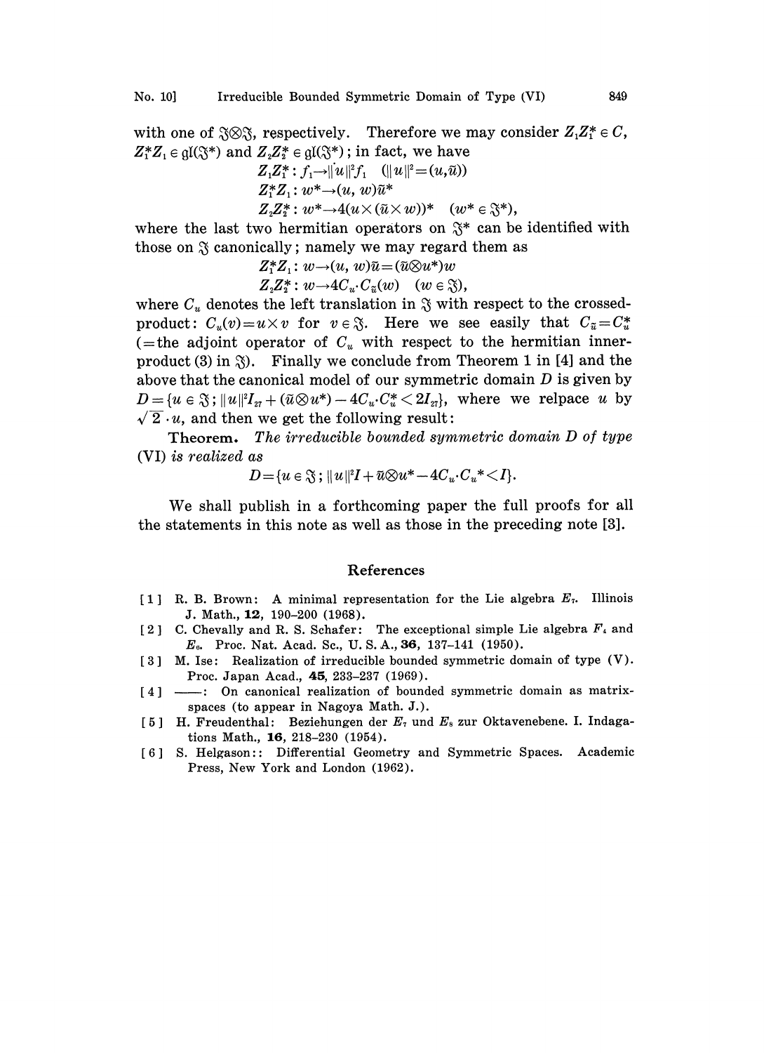with one of $\mathfrak{J}\otimes\mathfrak{J}$, respectively. Therefore we may consider $Z_1Z_1^* \in C$, $Z_1^*Z_1 \in \mathfrak{gl}(\mathfrak{J}^*)$ and $Z_2Z_2^* \in \mathfrak{gl}(\mathfrak{J}^*)$; in fact, we have

$$Z_1Z_1^*: f_1 \to \|u\|^2 f_1 \quad (\|u\|^2 = (u, \tilde{u}))$$

$$Z_1^*Z_1: w^* \to (u, w)\tilde{u}^*$$

$$Z_2Z_2^*: w^* \to 4(u \times (\tilde{u} \times w))^* \quad (w^* \in \mathfrak{J}^*),$$

where the last two hermitian operators on $\mathfrak{J}^*$ can be identified with those on $\mathfrak{J}$ canonically; namely we may regard them as

$$Z_1^*Z_1: w \to (u, w)\tilde{u} = (\tilde{u}\otimes u^*)w$$

$$Z_2Z_2^*: w \to 4C_u \cdot C_{\tilde{u}}(w) \quad (w \in \mathfrak{J}),$$

where $C_u$ denotes the left translation in $\mathfrak{J}$ with respect to the crossed-product: $C_u(v) = u \times v$ for $v \in \mathfrak{J}$. Here we see easily that $C_{\tilde{u}} = C_u^*$ (=the adjoint operator of $C_u$ with respect to the hermitian inner-product (3) in $\mathfrak{J}$). Finally we conclude from Theorem 1 in [4] and the above that the canonical model of our symmetric domain $D$ is given by $D = \{u \in \mathfrak{J}; \|u\|^2 I_{27} + (\tilde{u}\otimes u^*) - 4C_u \cdot C_u^* < 2I_{27}\}$, where we relpace $u$ by $\sqrt{2}\cdot u$, and then we get the following result:

**Theorem.** *The irreducible bounded symmetric domain D of type (VI) is realized as*

$$D = \{u \in \mathfrak{J}; \|u\|^2 I + \tilde{u}\otimes u^* - 4C_u \cdot C_u{}^* < I\}.$$

We shall publish in a forthcoming paper the full proofs for all the statements in this note as well as those in the preceding note [3].

## References

[1] R. B. Brown: A minimal representation for the Lie algebra $E_7$. Illinois J. Math., **12**, 190–200 (1968).

[2] C. Chevally and R. S. Schafer: The exceptional simple Lie algebra $F_4$ and $E_6$. Proc. Nat. Acad. Sc., U. S. A., **36**, 137–141 (1950).

[3] M. Ise: Realization of irreducible bounded symmetric domain of type (V). Proc. Japan Acad., **45**, 233–237 (1969).

[4] ——: On canonical realization of bounded symmetric domain as matrix-spaces (to appear in Nagoya Math. J.).

[5] H. Freudenthal: Beziehungen der $E_7$ und $E_8$ zur Oktavenebene. I. Indagations Math., **16**, 218–230 (1954).

[6] S. Helgason:: Differential Geometry and Symmetric Spaces. Academic Press, New York and London (1962).